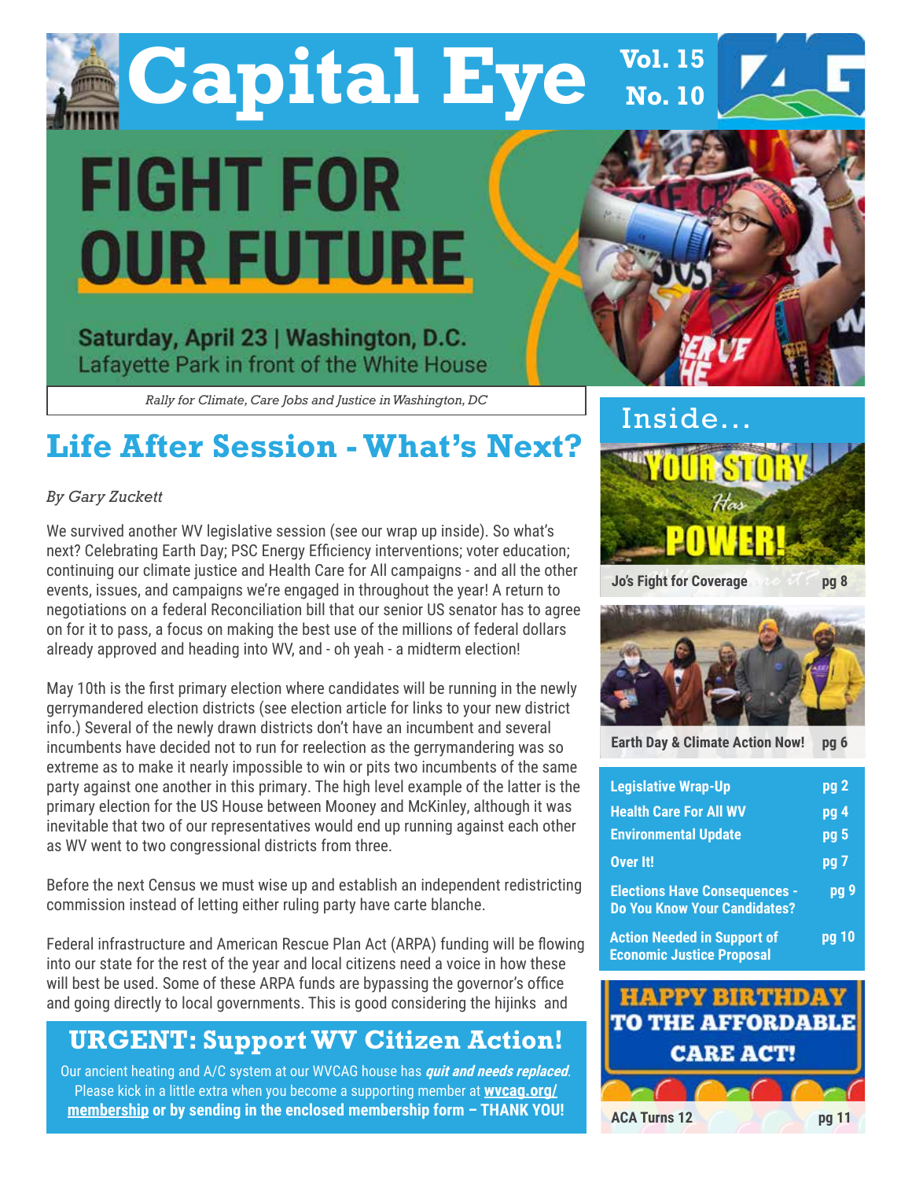# Capital Eye

Vol. 15
No. 10

FIGHT FOR OUR FUTURE

Saturday, April 23 | Washington, D.C.
Lafayette Park in front of the White House

*Rally for Climate, Care Jobs and Justice in Washington, DC*

## Life After Session - What's Next?

*By Gary Zuckett*

We survived another WV legislative session (see our wrap up inside). So what's next? Celebrating Earth Day; PSC Energy Efficiency interventions; voter education; continuing our climate justice and Health Care for All campaigns - and all the other events, issues, and campaigns we're engaged in throughout the year! A return to negotiations on a federal Reconciliation bill that our senior US senator has to agree on for it to pass, a focus on making the best use of the millions of federal dollars already approved and heading into WV, and - oh yeah - a midterm election!

May 10th is the first primary election where candidates will be running in the newly gerrymandered election districts (see election article for links to your new district info.) Several of the newly drawn districts don't have an incumbent and several incumbents have decided not to run for reelection as the gerrymandering was so extreme as to make it nearly impossible to win or pits two incumbents of the same party against one another in this primary. The high level example of the latter is the primary election for the US House between Mooney and McKinley, although it was inevitable that two of our representatives would end up running against each other as WV went to two congressional districts from three.

Before the next Census we must wise up and establish an independent redistricting commission instead of letting either ruling party have carte blanche.

Federal infrastructure and American Rescue Plan Act (ARPA) funding will be flowing into our state for the rest of the year and local citizens need a voice in how these will best be used. Some of these ARPA funds are bypassing the governor's office and going directly to local governments. This is good considering the hijinks and

### URGENT: Support WV Citizen Action!

Our ancient heating and A/C system at our WVCAG house has ***quit and needs replaced***. Please kick in a little extra when you become a supporting member at **wvcag.org/membership** or by sending in the enclosed membership form – THANK YOU!

## Inside...

YOUR STORY Has POWER!

| | |
|---|---|
| Jo's Fight for Coverage | pg 8 |
| Earth Day & Climate Action Now! | pg 6 |
| Legislative Wrap-Up | pg 2 |
| Health Care For All WV | pg 4 |
| Environmental Update | pg 5 |
| Over It! | pg 7 |
| Elections Have Consequences - Do You Know Your Candidates? | pg 9 |
| Action Needed in Support of Economic Justice Proposal | pg 10 |

HAPPY BIRTHDAY TO THE AFFORDABLE CARE ACT!

| | |
|---|---|
| ACA Turns 12 | pg 11 |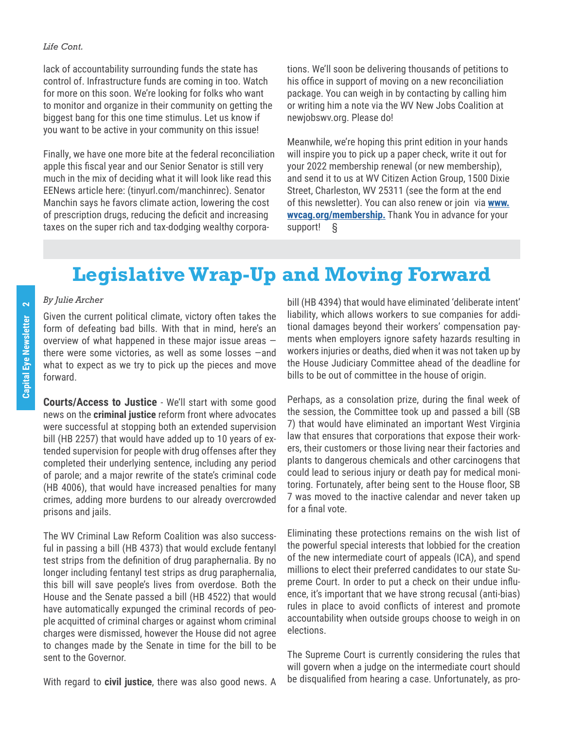*Life Cont.*

lack of accountability surrounding funds the state has control of. Infrastructure funds are coming in too. Watch for more on this soon. We're looking for folks who want to monitor and organize in their community on getting the biggest bang for this one time stimulus. Let us know if you want to be active in your community on this issue!

Finally, we have one more bite at the federal reconciliation apple this fiscal year and our Senior Senator is still very much in the mix of deciding what it will look like read this EENews article here: (tinyurl.com/manchinrec). Senator Manchin says he favors climate action, lowering the cost of prescription drugs, reducing the deficit and increasing taxes on the super rich and tax-dodging wealthy corporations. We'll soon be delivering thousands of petitions to his office in support of moving on a new reconciliation package. You can weigh in by contacting by calling him or writing him a note via the WV New Jobs Coalition at newjobswv.org. Please do!

Meanwhile, we're hoping this print edition in your hands will inspire you to pick up a paper check, write it out for your 2022 membership renewal (or new membership), and send it to us at WV Citizen Action Group, 1500 Dixie Street, Charleston, WV 25311 (see the form at the end of this newsletter). You can also renew or join via **www.wvcag.org/membership.** Thank You in advance for your support! §

# Legislative Wrap-Up and Moving Forward

*By Julie Archer*

Given the current political climate, victory often takes the form of defeating bad bills. With that in mind, here's an overview of what happened in these major issue areas — there were some victories, as well as some losses —and what to expect as we try to pick up the pieces and move forward.

**Courts/Access to Justice** - We'll start with some good news on the **criminal justice** reform front where advocates were successful at stopping both an extended supervision bill (HB 2257) that would have added up to 10 years of extended supervision for people with drug offenses after they completed their underlying sentence, including any period of parole; and a major rewrite of the state's criminal code (HB 4006), that would have increased penalties for many crimes, adding more burdens to our already overcrowded prisons and jails.

The WV Criminal Law Reform Coalition was also successful in passing a bill (HB 4373) that would exclude fentanyl test strips from the definition of drug paraphernalia. By no longer including fentanyl test strips as drug paraphernalia, this bill will save people's lives from overdose. Both the House and the Senate passed a bill (HB 4522) that would have automatically expunged the criminal records of people acquitted of criminal charges or against whom criminal charges were dismissed, however the House did not agree to changes made by the Senate in time for the bill to be sent to the Governor.

With regard to **civil justice**, there was also good news. A bill (HB 4394) that would have eliminated 'deliberate intent' liability, which allows workers to sue companies for additional damages beyond their workers' compensation payments when employers ignore safety hazards resulting in workers injuries or deaths, died when it was not taken up by the House Judiciary Committee ahead of the deadline for bills to be out of committee in the house of origin.

Perhaps, as a consolation prize, during the final week of the session, the Committee took up and passed a bill (SB 7) that would have eliminated an important West Virginia law that ensures that corporations that expose their workers, their customers or those living near their factories and plants to dangerous chemicals and other carcinogens that could lead to serious injury or death pay for medical monitoring. Fortunately, after being sent to the House floor, SB 7 was moved to the inactive calendar and never taken up for a final vote.

Eliminating these protections remains on the wish list of the powerful special interests that lobbied for the creation of the new intermediate court of appeals (ICA), and spend millions to elect their preferred candidates to our state Supreme Court. In order to put a check on their undue influence, it's important that we have strong recusal (anti-bias) rules in place to avoid conflicts of interest and promote accountability when outside groups choose to weigh in on elections.

The Supreme Court is currently considering the rules that will govern when a judge on the intermediate court should be disqualified from hearing a case. Unfortunately, as pro-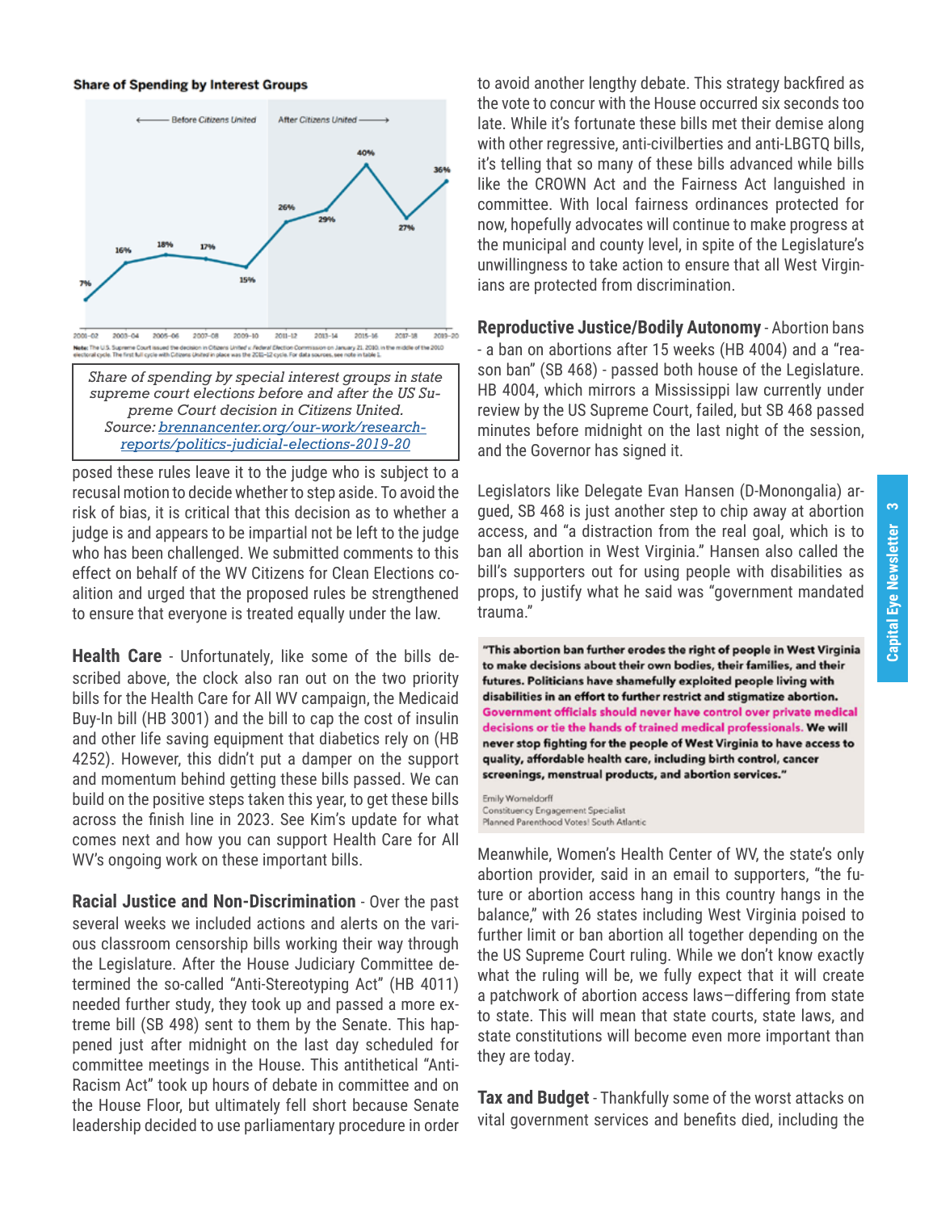**Share of Spending by Interest Groups**

← Before Citizens United | After Citizens United →

| Cycle | Share |
|---|---|
| 2001–02 | 7% |
| 2003–04 | 16% |
| 2005–06 | 18% |
| 2007–08 | 17% |
| 2009–10 | 15% |
| 2011–12 | 26% |
| 2013–14 | 29% |
| 2015–16 | 40% |
| 2017–18 | 27% |
| 2019–20 | 36% |

**Note:** The U.S. Supreme Court issued the decision in Citizens United v. Federal Election Commission on January 21, 2010, in the middle of the 2010 electoral cycle. The first full cycle with Citizens United in place was the 2011–12 cycle. For data sources, see note in table 1.

*Share of spending by special interest groups in state supreme court elections before and after the US Supreme Court decision in Citizens United. Source: brennancenter.org/our-work/research-reports/politics-judicial-elections-2019-20*

posed these rules leave it to the judge who is subject to a recusal motion to decide whether to step aside. To avoid the risk of bias, it is critical that this decision as to whether a judge is and appears to be impartial not be left to the judge who has been challenged. We submitted comments to this effect on behalf of the WV Citizens for Clean Elections coalition and urged that the proposed rules be strengthened to ensure that everyone is treated equally under the law.

**Health Care** - Unfortunately, like some of the bills described above, the clock also ran out on the two priority bills for the Health Care for All WV campaign, the Medicaid Buy-In bill (HB 3001) and the bill to cap the cost of insulin and other life saving equipment that diabetics rely on (HB 4252). However, this didn't put a damper on the support and momentum behind getting these bills passed. We can build on the positive steps taken this year, to get these bills across the finish line in 2023. See Kim's update for what comes next and how you can support Health Care for All WV's ongoing work on these important bills.

**Racial Justice and Non-Discrimination** - Over the past several weeks we included actions and alerts on the various classroom censorship bills working their way through the Legislature. After the House Judiciary Committee determined the so-called "Anti-Stereotyping Act" (HB 4011) needed further study, they took up and passed a more extreme bill (SB 498) sent to them by the Senate. This happened just after midnight on the last day scheduled for committee meetings in the House. This antithetical "Anti-Racism Act" took up hours of debate in committee and on the House Floor, but ultimately fell short because Senate leadership decided to use parliamentary procedure in order to avoid another lengthy debate. This strategy backfired as the vote to concur with the House occurred six seconds too late. While it's fortunate these bills met their demise along with other regressive, anti-civilberties and anti-LBGTQ bills, it's telling that so many of these bills advanced while bills like the CROWN Act and the Fairness Act languished in committee. With local fairness ordinances protected for now, hopefully advocates will continue to make progress at the municipal and county level, in spite of the Legislature's unwillingness to take action to ensure that all West Virginians are protected from discrimination.

**Reproductive Justice/Bodily Autonomy** - Abortion bans - a ban on abortions after 15 weeks (HB 4004) and a "reason ban" (SB 468) - passed both house of the Legislature. HB 4004, which mirrors a Mississippi law currently under review by the US Supreme Court, failed, but SB 468 passed minutes before midnight on the last night of the session, and the Governor has signed it.

Legislators like Delegate Evan Hansen (D-Monongalia) argued, SB 468 is just another step to chip away at abortion access, and "a distraction from the real goal, which is to ban all abortion in West Virginia." Hansen also called the bill's supporters out for using people with disabilities as props, to justify what he said was "government mandated trauma."

> **"This abortion ban further erodes the right of people in West Virginia to make decisions about their own bodies, their families, and their futures. Politicians have shamefully exploited people living with disabilities in an effort to further restrict and stigmatize abortion. Government officials should never have control over private medical decisions or tie the hands of trained medical professionals. We will never stop fighting for the people of West Virginia to have access to quality, affordable health care, including birth control, cancer screenings, menstrual products, and abortion services."**
>
> Emily Womeldorff
> Constituency Engagement Specialist
> Planned Parenthood Votes! South Atlantic

Meanwhile, Women's Health Center of WV, the state's only abortion provider, said in an email to supporters, "the future or abortion access hang in this country hangs in the balance," with 26 states including West Virginia poised to further limit or ban abortion all together depending on the the US Supreme Court ruling. While we don't know exactly what the ruling will be, we fully expect that it will create a patchwork of abortion access laws—differing from state to state. This will mean that state courts, state laws, and state constitutions will become even more important than they are today.

**Tax and Budget** - Thankfully some of the worst attacks on vital government services and benefits died, including the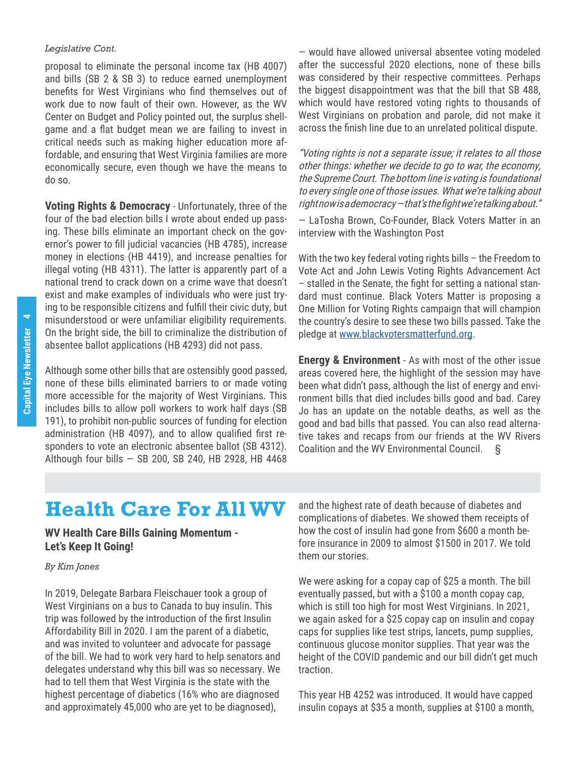*Legislative Cont.*

proposal to eliminate the personal income tax (HB 4007) and bills (SB 2 & SB 3) to reduce earned unemployment benefits for West Virginians who find themselves out of work due to now fault of their own. However, as the WV Center on Budget and Policy pointed out, the surplus shell-game and a flat budget mean we are failing to invest in critical needs such as making higher education more affordable, and ensuring that West Virginia families are more economically secure, even though we have the means to do so.

**Voting Rights & Democracy** - Unfortunately, three of the four of the bad election bills I wrote about ended up passing. These bills eliminate an important check on the governor's power to fill judicial vacancies (HB 4785), increase money in elections (HB 4419), and increase penalties for illegal voting (HB 4311). The latter is apparently part of a national trend to crack down on a crime wave that doesn't exist and make examples of individuals who were just trying to be responsible citizens and fulfill their civic duty, but misunderstood or were unfamiliar eligibility requirements. On the bright side, the bill to criminalize the distribution of absentee ballot applications (HB 4293) did not pass.

Although some other bills that are ostensibly good passed, none of these bills eliminated barriers to or made voting more accessible for the majority of West Virginians. This includes bills to allow poll workers to work half days (SB 191), to prohibit non-public sources of funding for election administration (HB 4097), and to allow qualified first responders to vote an electronic absentee ballot (SB 4312). Although four bills — SB 200, SB 240, HB 2928, HB 4468 — would have allowed universal absentee voting modeled after the successful 2020 elections, none of these bills was considered by their respective committees. Perhaps the biggest disappointment was that the bill that SB 488, which would have restored voting rights to thousands of West Virginians on probation and parole, did not make it across the finish line due to an unrelated political dispute.

*"Voting rights is not a separate issue; it relates to all those other things: whether we decide to go to war, the economy, the Supreme Court. The bottom line is voting is foundational to every single one of those issues. What we're talking about right now is a democracy — that's the fight we're talking about."*

— LaTosha Brown, Co-Founder, Black Voters Matter in an interview with the Washington Post

With the two key federal voting rights bills – the Freedom to Vote Act and John Lewis Voting Rights Advancement Act – stalled in the Senate, the fight for setting a national standard must continue. Black Voters Matter is proposing a One Million for Voting Rights campaign that will champion the country's desire to see these two bills passed. Take the pledge at www.blackvotersmatterfund.org.

**Energy & Environment** - As with most of the other issue areas covered here, the highlight of the session may have been what didn't pass, although the list of energy and environment bills that died includes bills good and bad. Carey Jo has an update on the notable deaths, as well as the good and bad bills that passed. You can also read alternative takes and recaps from our friends at the WV Rivers Coalition and the WV Environmental Council. §

# Health Care For All WV

**WV Health Care Bills Gaining Momentum - Let's Keep It Going!**

*By Kim Jones*

In 2019, Delegate Barbara Fleischauer took a group of West Virginians on a bus to Canada to buy insulin. This trip was followed by the introduction of the first Insulin Affordability Bill in 2020. I am the parent of a diabetic, and was invited to volunteer and advocate for passage of the bill. We had to work very hard to help senators and delegates understand why this bill was so necessary. We had to tell them that West Virginia is the state with the highest percentage of diabetics (16% who are diagnosed and approximately 45,000 who are yet to be diagnosed), and the highest rate of death because of diabetes and complications of diabetes. We showed them receipts of how the cost of insulin had gone from $600 a month before insurance in 2009 to almost $1500 in 2017. We told them our stories.

We were asking for a copay cap of $25 a month. The bill eventually passed, but with a $100 a month copay cap, which is still too high for most West Virginians. In 2021, we again asked for a $25 copay cap on insulin and copay caps for supplies like test strips, lancets, pump supplies, continuous glucose monitor supplies. That year was the height of the COVID pandemic and our bill didn't get much traction.

This year HB 4252 was introduced. It would have capped insulin copays at $35 a month, supplies at $100 a month,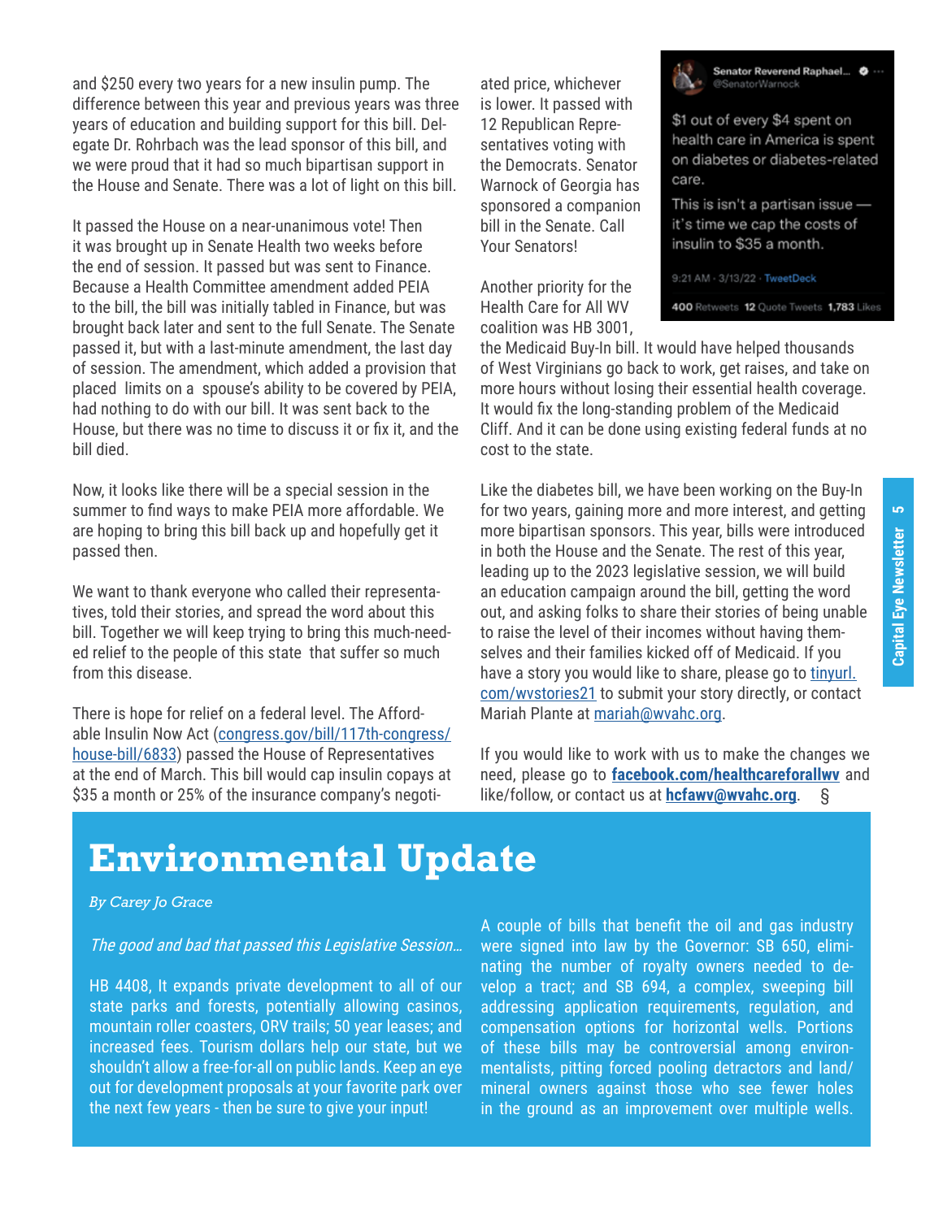and $250 every two years for a new insulin pump. The difference between this year and previous years was three years of education and building support for this bill. Delegate Dr. Rohrbach was the lead sponsor of this bill, and we were proud that it had so much bipartisan support in the House and Senate. There was a lot of light on this bill.

It passed the House on a near-unanimous vote! Then it was brought up in Senate Health two weeks before the end of session. It passed but was sent to Finance. Because a Health Committee amendment added PEIA to the bill, the bill was initially tabled in Finance, but was brought back later and sent to the full Senate. The Senate passed it, but with a last-minute amendment, the last day of session. The amendment, which added a provision that placed limits on a spouse's ability to be covered by PEIA, had nothing to do with our bill. It was sent back to the House, but there was no time to discuss it or fix it, and the bill died.

Now, it looks like there will be a special session in the summer to find ways to make PEIA more affordable. We are hoping to bring this bill back up and hopefully get it passed then.

We want to thank everyone who called their representatives, told their stories, and spread the word about this bill. Together we will keep trying to bring this much-needed relief to the people of this state that suffer so much from this disease.

There is hope for relief on a federal level. The Affordable Insulin Now Act (congress.gov/bill/117th-congress/house-bill/6833) passed the House of Representatives at the end of March. This bill would cap insulin copays at $35 a month or 25% of the insurance company's negotiated price, whichever is lower. It passed with 12 Republican Representatives voting with the Democrats. Senator Warnock of Georgia has sponsored a companion bill in the Senate. Call Your Senators!

> **Senator Reverend Raphael...** @SenatorWarnock
>
> $1 out of every $4 spent on health care in America is spent on diabetes or diabetes-related care.
>
> This is isn't a partisan issue — it's time we cap the costs of insulin to $35 a month.
>
> 9:21 AM · 3/13/22 · TweetDeck
>
> 400 Retweets 12 Quote Tweets 1,783 Likes

Another priority for the Health Care for All WV coalition was HB 3001, the Medicaid Buy-In bill. It would have helped thousands of West Virginians go back to work, get raises, and take on more hours without losing their essential health coverage. It would fix the long-standing problem of the Medicaid Cliff. And it can be done using existing federal funds at no cost to the state.

Like the diabetes bill, we have been working on the Buy-In for two years, gaining more and more interest, and getting more bipartisan sponsors. This year, bills were introduced in both the House and the Senate. The rest of this year, leading up to the 2023 legislative session, we will build an education campaign around the bill, getting the word out, and asking folks to share their stories of being unable to raise the level of their incomes without having themselves and their families kicked off of Medicaid. If you have a story you would like to share, please go to tinyurl.com/wvstories21 to submit your story directly, or contact Mariah Plante at mariah@wvahc.org.

If you would like to work with us to make the changes we need, please go to **facebook.com/healthcareforallwv** and like/follow, or contact us at **hcfawv@wvahc.org**. §

# Environmental Update

*By Carey Jo Grace*

*The good and bad that passed this Legislative Session...*

HB 4408, It expands private development to all of our state parks and forests, potentially allowing casinos, mountain roller coasters, ORV trails; 50 year leases; and increased fees. Tourism dollars help our state, but we shouldn't allow a free-for-all on public lands. Keep an eye out for development proposals at your favorite park over the next few years - then be sure to give your input!

A couple of bills that benefit the oil and gas industry were signed into law by the Governor: SB 650, eliminating the number of royalty owners needed to develop a tract; and SB 694, a complex, sweeping bill addressing application requirements, regulation, and compensation options for horizontal wells. Portions of these bills may be controversial among environmentalists, pitting forced pooling detractors and land/mineral owners against those who see fewer holes in the ground as an improvement over multiple wells.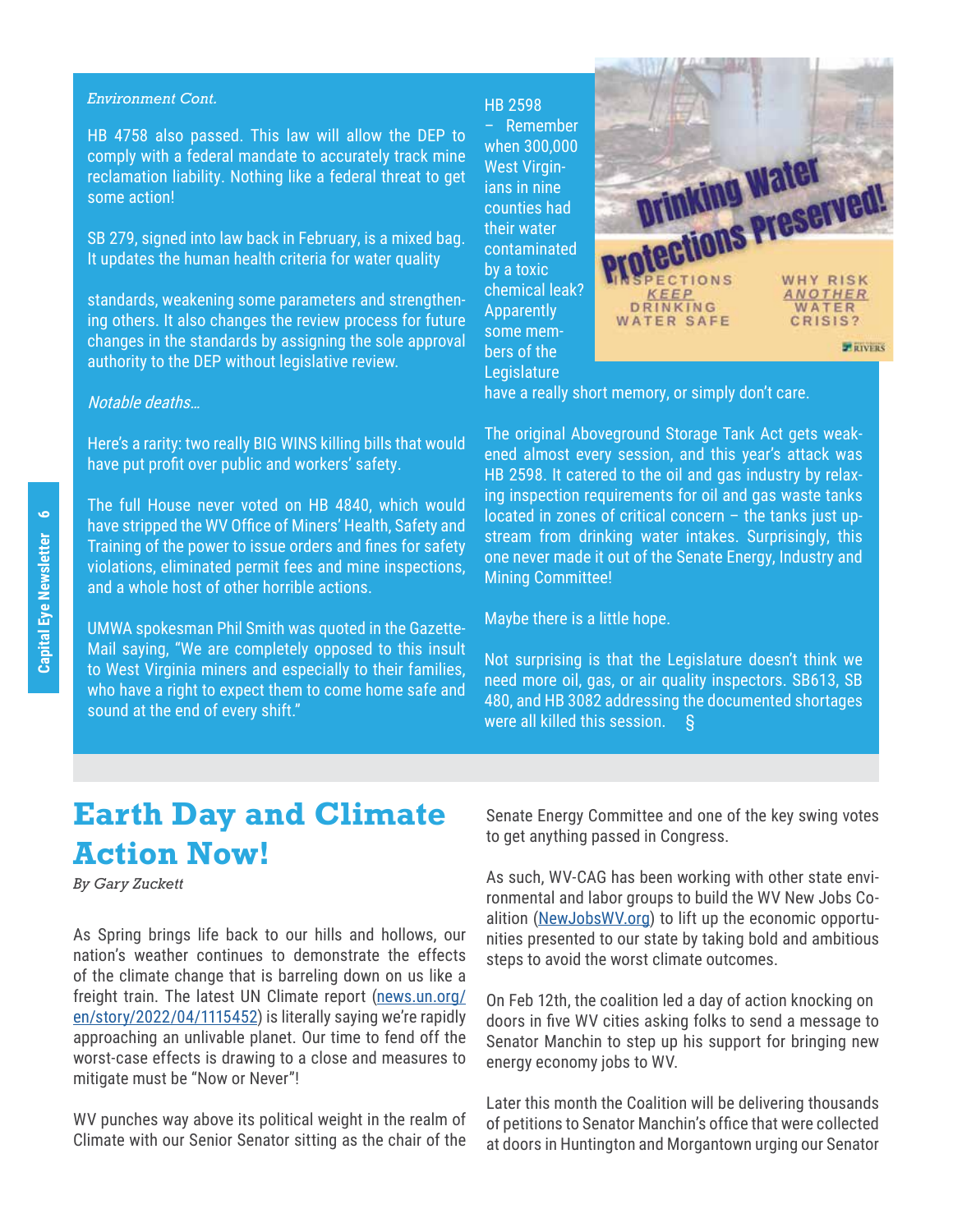*Environment Cont.*

HB 4758 also passed. This law will allow the DEP to comply with a federal mandate to accurately track mine reclamation liability. Nothing like a federal threat to get some action!

SB 279, signed into law back in February, is a mixed bag. It updates the human health criteria for water quality standards, weakening some parameters and strengthening others. It also changes the review process for future changes in the standards by assigning the sole approval authority to the DEP without legislative review.

*Notable deaths…*

Here's a rarity: two really BIG WINS killing bills that would have put profit over public and workers' safety.

The full House never voted on HB 4840, which would have stripped the WV Office of Miners' Health, Safety and Training of the power to issue orders and fines for safety violations, eliminated permit fees and mine inspections, and a whole host of other horrible actions.

UMWA spokesman Phil Smith was quoted in the Gazette-Mail saying, "We are completely opposed to this insult to West Virginia miners and especially to their families, who have a right to expect them to come home safe and sound at the end of every shift."

HB 2598 – Remember when 300,000 West Virginians in nine counties had their water contaminated by a toxic chemical leak? Apparently some members of the Legislature have a really short memory, or simply don't care.

The original Aboveground Storage Tank Act gets weakened almost every session, and this year's attack was HB 2598. It catered to the oil and gas industry by relaxing inspection requirements for oil and gas waste tanks located in zones of critical concern – the tanks just upstream from drinking water intakes. Surprisingly, this one never made it out of the Senate Energy, Industry and Mining Committee!

Maybe there is a little hope.

Not surprising is that the Legislature doesn't think we need more oil, gas, or air quality inspectors. SB613, SB 480, and HB 3082 addressing the documented shortages were all killed this session. §

# Earth Day and Climate Action Now!

*By Gary Zuckett*

As Spring brings life back to our hills and hollows, our nation's weather continues to demonstrate the effects of the climate change that is barreling down on us like a freight train. The latest UN Climate report (news.un.org/en/story/2022/04/1115452) is literally saying we're rapidly approaching an unlivable planet. Our time to fend off the worst-case effects is drawing to a close and measures to mitigate must be "Now or Never"!

WV punches way above its political weight in the realm of Climate with our Senior Senator sitting as the chair of the Senate Energy Committee and one of the key swing votes to get anything passed in Congress.

As such, WV-CAG has been working with other state environmental and labor groups to build the WV New Jobs Coalition (NewJobsWV.org) to lift up the economic opportunities presented to our state by taking bold and ambitious steps to avoid the worst climate outcomes.

On Feb 12th, the coalition led a day of action knocking on doors in five WV cities asking folks to send a message to Senator Manchin to step up his support for bringing new energy economy jobs to WV.

Later this month the Coalition will be delivering thousands of petitions to Senator Manchin's office that were collected at doors in Huntington and Morgantown urging our Senator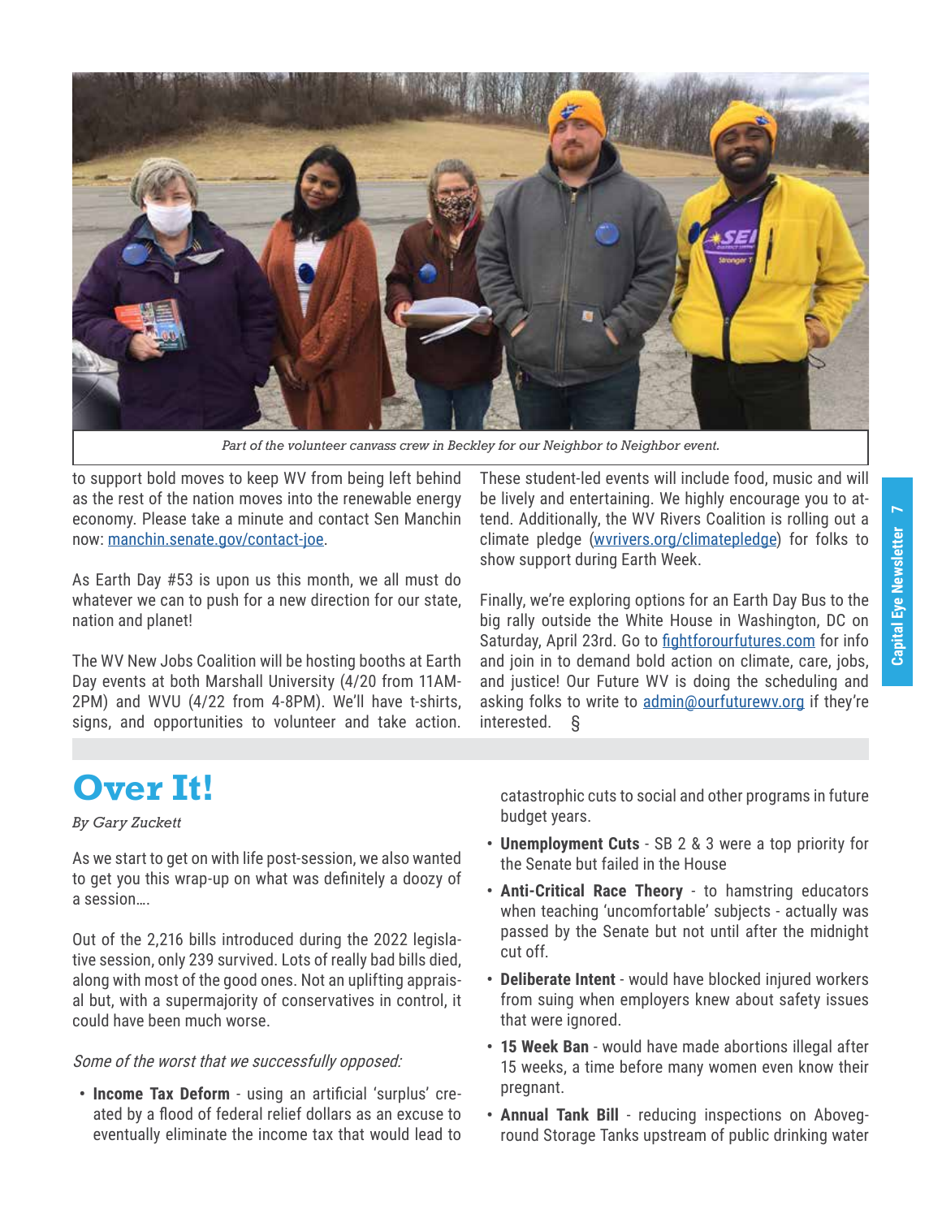*Part of the volunteer canvass crew in Beckley for our Neighbor to Neighbor event.*

to support bold moves to keep WV from being left behind as the rest of the nation moves into the renewable energy economy. Please take a minute and contact Sen Manchin now: manchin.senate.gov/contact-joe.

As Earth Day #53 is upon us this month, we all must do whatever we can to push for a new direction for our state, nation and planet!

The WV New Jobs Coalition will be hosting booths at Earth Day events at both Marshall University (4/20 from 11AM-2PM) and WVU (4/22 from 4-8PM). We'll have t-shirts, signs, and opportunities to volunteer and take action. These student-led events will include food, music and will be lively and entertaining. We highly encourage you to attend. Additionally, the WV Rivers Coalition is rolling out a climate pledge (wvrivers.org/climatepledge) for folks to show support during Earth Week.

Finally, we're exploring options for an Earth Day Bus to the big rally outside the White House in Washington, DC on Saturday, April 23rd. Go to fightforourfutures.com for info and join in to demand bold action on climate, care, jobs, and justice! Our Future WV is doing the scheduling and asking folks to write to admin@ourfuturewv.org if they're interested. §

# Over It!

*By Gary Zuckett*

As we start to get on with life post-session, we also wanted to get you this wrap-up on what was definitely a doozy of a session….

Out of the 2,216 bills introduced during the 2022 legislative session, only 239 survived. Lots of really bad bills died, along with most of the good ones. Not an uplifting appraisal but, with a supermajority of conservatives in control, it could have been much worse.

*Some of the worst that we successfully opposed:*

- **Income Tax Deform** - using an artificial 'surplus' created by a flood of federal relief dollars as an excuse to eventually eliminate the income tax that would lead to catastrophic cuts to social and other programs in future budget years.
- **Unemployment Cuts** - SB 2 & 3 were a top priority for the Senate but failed in the House
- **Anti-Critical Race Theory** - to hamstring educators when teaching 'uncomfortable' subjects - actually was passed by the Senate but not until after the midnight cut off.
- **Deliberate Intent** - would have blocked injured workers from suing when employers knew about safety issues that were ignored.
- **15 Week Ban** - would have made abortions illegal after 15 weeks, a time before many women even know their pregnant.
- **Annual Tank Bill** - reducing inspections on Aboveground Storage Tanks upstream of public drinking water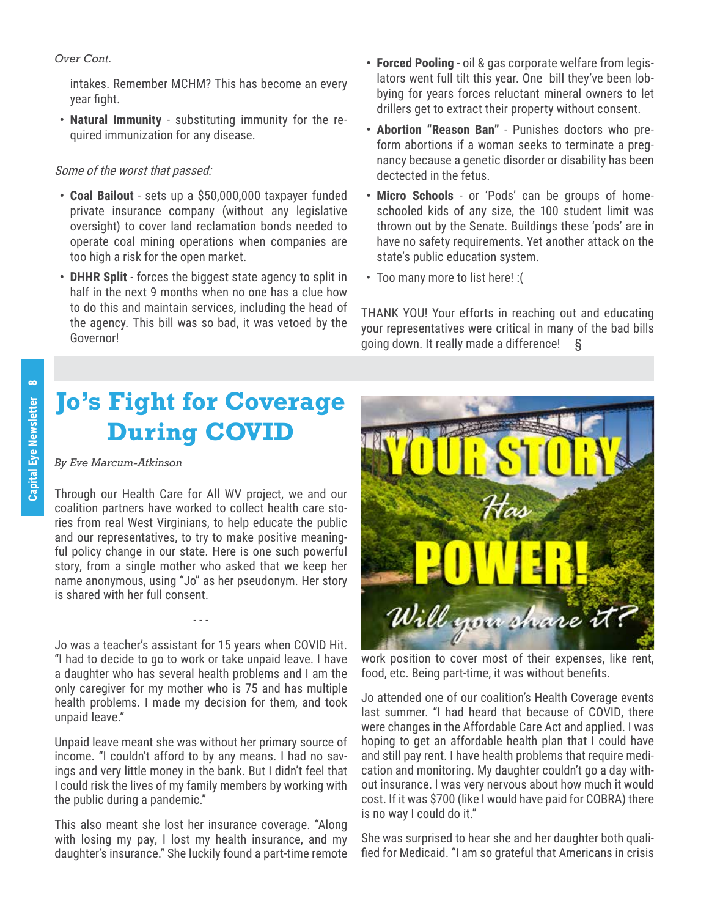*Over Cont.*

intakes. Remember MCHM? This has become an every year fight.

- **Natural Immunity** - substituting immunity for the required immunization for any disease.

*Some of the worst that passed:*

- **Coal Bailout** - sets up a $50,000,000 taxpayer funded private insurance company (without any legislative oversight) to cover land reclamation bonds needed to operate coal mining operations when companies are too high a risk for the open market.
- **DHHR Split** - forces the biggest state agency to split in half in the next 9 months when no one has a clue how to do this and maintain services, including the head of the agency. This bill was so bad, it was vetoed by the Governor!
- **Forced Pooling** - oil & gas corporate welfare from legislators went full tilt this year. One bill they've been lobbying for years forces reluctant mineral owners to let drillers get to extract their property without consent.
- **Abortion "Reason Ban"** - Punishes doctors who preform abortions if a woman seeks to terminate a pregnancy because a genetic disorder or disability has been dectected in the fetus.
- **Micro Schools** - or 'Pods' can be groups of homeschooled kids of any size, the 100 student limit was thrown out by the Senate. Buildings these 'pods' are in have no safety requirements. Yet another attack on the state's public education system.
- Too many more to list here! :(

THANK YOU! Your efforts in reaching out and educating your representatives were critical in many of the bad bills going down. It really made a difference! §

# Jo's Fight for Coverage During COVID

*By Eve Marcum-Atkinson*

Through our Health Care for All WV project, we and our coalition partners have worked to collect health care stories from real West Virginians, to help educate the public and our representatives, to try to make positive meaningful policy change in our state. Here is one such powerful story, from a single mother who asked that we keep her name anonymous, using "Jo" as her pseudonym. Her story is shared with her full consent.

- - -

Jo was a teacher's assistant for 15 years when COVID Hit. "I had to decide to go to work or take unpaid leave. I have a daughter who has several health problems and I am the only caregiver for my mother who is 75 and has multiple health problems. I made my decision for them, and took unpaid leave."

Unpaid leave meant she was without her primary source of income. "I couldn't afford to by any means. I had no savings and very little money in the bank. But I didn't feel that I could risk the lives of my family members by working with the public during a pandemic."

This also meant she lost her insurance coverage. "Along with losing my pay, I lost my health insurance, and my daughter's insurance." She luckily found a part-time remote work position to cover most of their expenses, like rent, food, etc. Being part-time, it was without benefits.

Jo attended one of our coalition's Health Coverage events last summer. "I had heard that because of COVID, there were changes in the Affordable Care Act and applied. I was hoping to get an affordable health plan that I could have and still pay rent. I have health problems that require medication and monitoring. My daughter couldn't go a day without insurance. I was very nervous about how much it would cost. If it was $700 (like I would have paid for COBRA) there is no way I could do it."

She was surprised to hear she and her daughter both qualified for Medicaid. "I am so grateful that Americans in crisis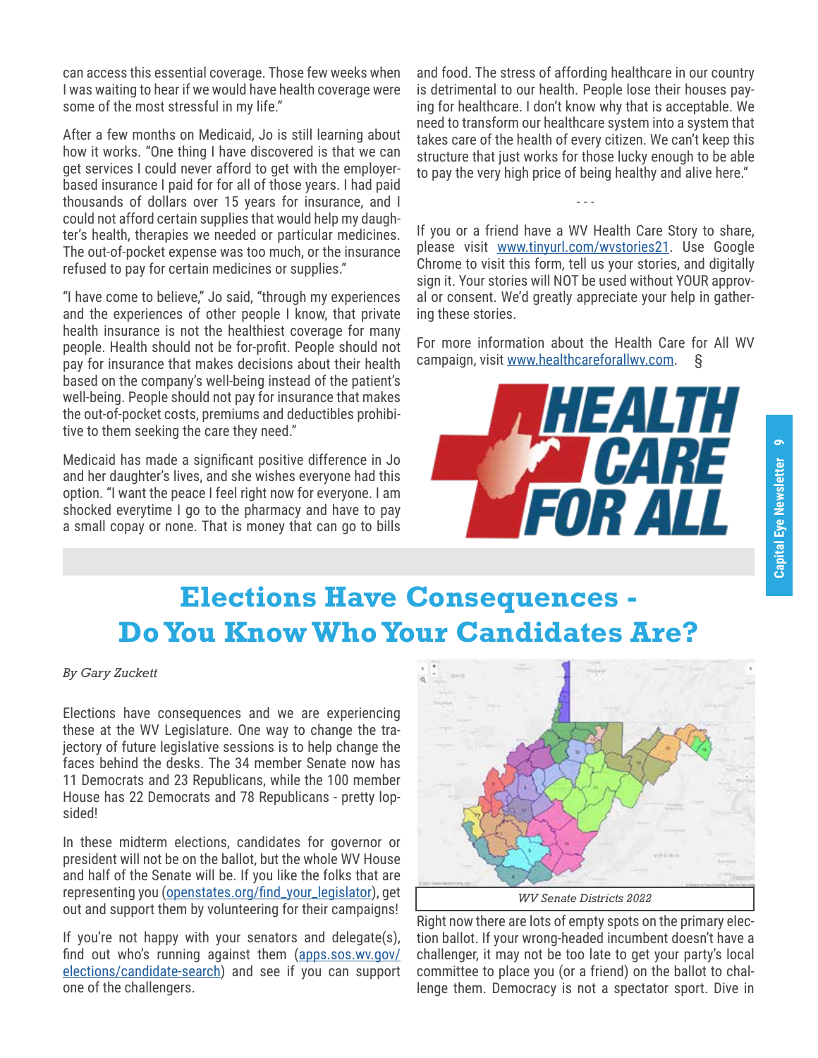can access this essential coverage. Those few weeks when I was waiting to hear if we would have health coverage were some of the most stressful in my life."

After a few months on Medicaid, Jo is still learning about how it works. "One thing I have discovered is that we can get services I could never afford to get with the employer-based insurance I paid for for all of those years. I had paid thousands of dollars over 15 years for insurance, and I could not afford certain supplies that would help my daughter's health, therapies we needed or particular medicines. The out-of-pocket expense was too much, or the insurance refused to pay for certain medicines or supplies."

"I have come to believe," Jo said, "through my experiences and the experiences of other people I know, that private health insurance is not the healthiest coverage for many people. Health should not be for-profit. People should not pay for insurance that makes decisions about their health based on the company's well-being instead of the patient's well-being. People should not pay for insurance that makes the out-of-pocket costs, premiums and deductibles prohibitive to them seeking the care they need."

Medicaid has made a significant positive difference in Jo and her daughter's lives, and she wishes everyone had this option. "I want the peace I feel right now for everyone. I am shocked everytime I go to the pharmacy and have to pay a small copay or none. That is money that can go to bills and food. The stress of affording healthcare in our country is detrimental to our health. People lose their houses paying for healthcare. I don't know why that is acceptable. We need to transform our healthcare system into a system that takes care of the health of every citizen. We can't keep this structure that just works for those lucky enough to be able to pay the very high price of being healthy and alive here."

- - -

If you or a friend have a WV Health Care Story to share, please visit www.tinyurl.com/wvstories21. Use Google Chrome to visit this form, tell us your stories, and digitally sign it. Your stories will NOT be used without YOUR approval or consent. We'd greatly appreciate your help in gathering these stories.

For more information about the Health Care for All WV campaign, visit www.healthcareforallwv.com. §

# Elections Have Consequences - Do You Know Who Your Candidates Are?

*By Gary Zuckett*

Elections have consequences and we are experiencing these at the WV Legislature. One way to change the trajectory of future legislative sessions is to help change the faces behind the desks. The 34 member Senate now has 11 Democrats and 23 Republicans, while the 100 member House has 22 Democrats and 78 Republicans - pretty lopsided!

In these midterm elections, candidates for governor or president will not be on the ballot, but the whole WV House and half of the Senate will be. If you like the folks that are representing you (openstates.org/find_your_legislator), get out and support them by volunteering for their campaigns!

If you're not happy with your senators and delegate(s), find out who's running against them (apps.sos.wv.gov/elections/candidate-search) and see if you can support one of the challengers.

*WV Senate Districts 2022*

Right now there are lots of empty spots on the primary election ballot. If your wrong-headed incumbent doesn't have a challenger, it may not be too late to get your party's local committee to place you (or a friend) on the ballot to challenge them. Democracy is not a spectator sport. Dive in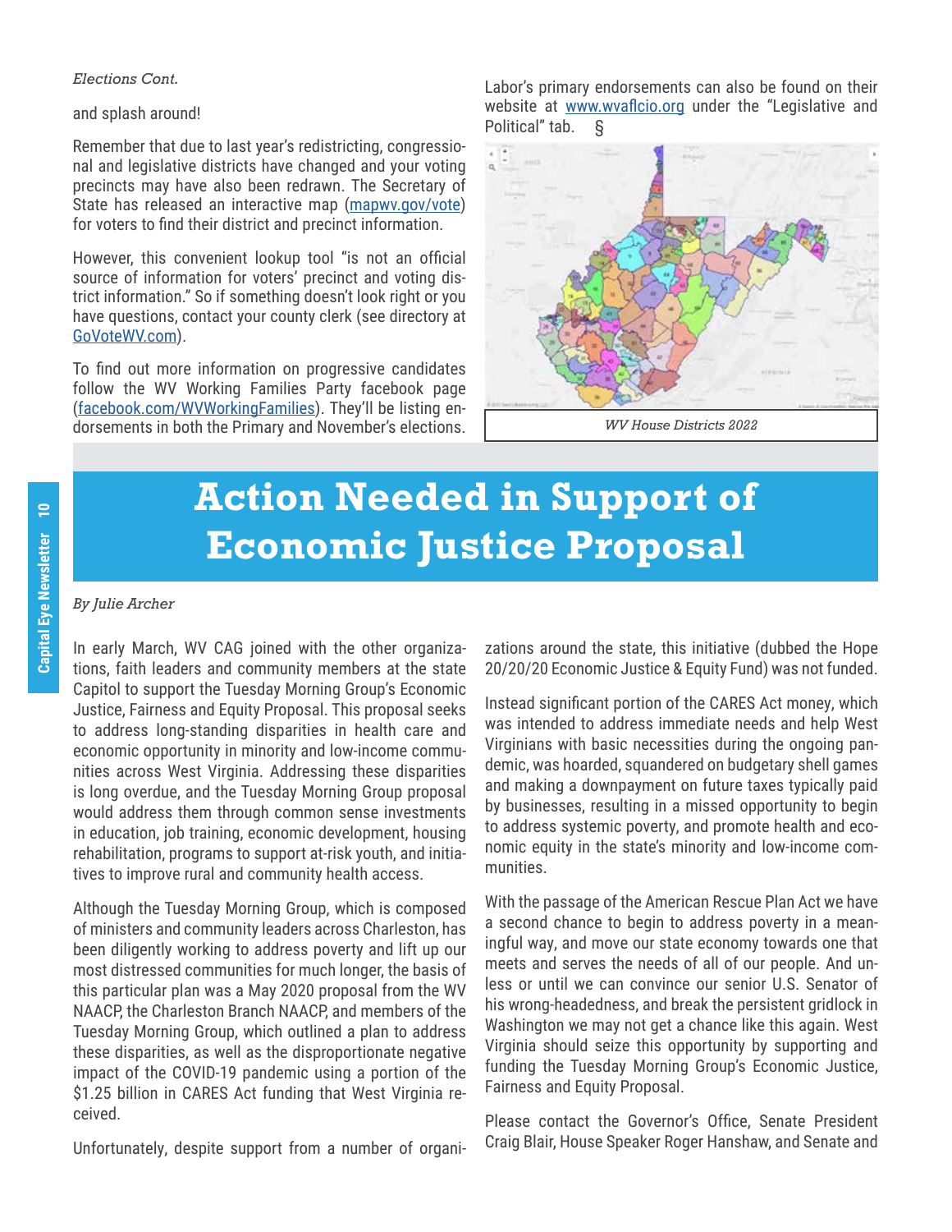*Elections Cont.*

and splash around!

Remember that due to last year's redistricting, congressional and legislative districts have changed and your voting precincts may have also been redrawn. The Secretary of State has released an interactive map (mapwv.gov/vote) for voters to find their district and precinct information.

However, this convenient lookup tool "is not an official source of information for voters' precinct and voting district information." So if something doesn't look right or you have questions, contact your county clerk (see directory at GoVoteWV.com).

To find out more information on progressive candidates follow the WV Working Families Party facebook page (facebook.com/WVWorkingFamilies). They'll listing endorsements in both the Primary and November's elections.

Labor's primary endorsements can also be found on their website at www.wvaflcio.org under the "Legislative and Political" tab. §

*WV House Districts 2022*

# Action Needed in Support of Economic Justice Proposal

*By Julie Archer*

In early March, WV CAG joined with the other organizations, faith leaders and community members at the state Capitol to support the Tuesday Morning Group's Economic Justice, Fairness and Equity Proposal. This proposal seeks to address long-standing disparities in health care and economic opportunity in minority and low-income communities across West Virginia. Addressing these disparities is long overdue, and the Tuesday Morning Group proposal would address them through common sense investments in education, job training, economic development, housing rehabilitation, programs to support at-risk youth, and initiatives to improve rural and community health access.

Although the Tuesday Morning Group, which is composed of ministers and community leaders across Charleston, has been diligently working to address poverty and lift up our most distressed communities for much longer, the basis of this particular plan was a May 2020 proposal from the WV NAACP, the Charleston Branch NAACP, and members of the Tuesday Morning Group, which outlined a plan to address these disparities, as well as the disproportionate negative impact of the COVID-19 pandemic using a portion of the $1.25 billion in CARES Act funding that West Virginia received.

Unfortunately, despite support from a number of organizations around the state, this initiative (dubbed the Hope 20/20/20 Economic Justice & Equity Fund) was not funded.

Instead significant portion of the CARES Act money, which was intended to address immediate needs and help West Virginians with basic necessities during the ongoing pandemic, was hoarded, squandered on budgetary shell games and making a downpayment on future taxes typically paid by businesses, resulting in a missed opportunity to begin to address systemic poverty, and promote health and economic equity in the state's minority and low-income communities.

With the passage of the American Rescue Plan Act we have a second chance to begin to address poverty in a meaningful way, and move our state economy towards one that meets and serves the needs of all of our people. And unless or until we can convince our senior U.S. Senator of his wrong-headedness, and break the persistent gridlock in Washington we may not get a chance like this again. West Virginia should seize this opportunity by supporting and funding the Tuesday Morning Group's Economic Justice, Fairness and Equity Proposal.

Please contact the Governor's Office, Senate President Craig Blair, House Speaker Roger Hanshaw, and Senate and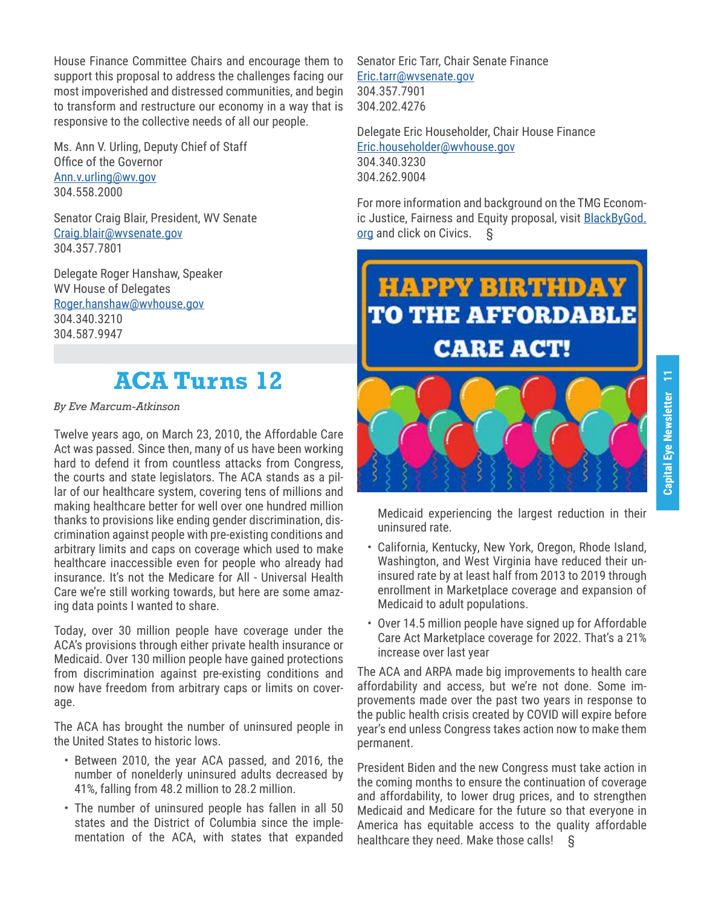House Finance Committee Chairs and encourage them to support this proposal to address the challenges facing our most impoverished and distressed communities, and begin to transform and restructure our economy in a way that is responsive to the collective needs of all our people.

Ms. Ann V. Urling, Deputy Chief of Staff
Office of the Governor
Ann.v.urling@wv.gov
304.558.2000

Senator Craig Blair, President, WV Senate
Craig.blair@wvsenate.gov
304.357.7801

Delegate Roger Hanshaw, Speaker
WV House of Delegates
Roger.hanshaw@wvhouse.gov
304.340.3210
304.587.9947

Senator Eric Tarr, Chair Senate Finance
Eric.tarr@wvsenate.gov
304.357.7901
304.202.4276

Delegate Eric Householder, Chair House Finance
Eric.householder@wvhouse.gov
304.340.3230
304.262.9004

For more information and background on the TMG Economic Justice, Fairness and Equity proposal, visit BlackByGod.org and click on Civics. §

# ACA Turns 12

*By Eve Marcum-Atkinson*

Twelve years ago, on March 23, 2010, the Affordable Care Act was passed. Since then, many of us have been working hard to defend it from countless attacks from Congress, the courts and state legislators. The ACA stands as a pillar of our healthcare system, covering tens of millions and making healthcare better for well over one hundred million thanks to provisions like ending gender discrimination, discrimination against people with pre-existing conditions and arbitrary limits and caps on coverage which used to make healthcare inaccessible even for people who already had insurance. It's not the Medicare for All - Universal Health Care we're still working towards, but here are some amazing data points I wanted to share.

Today, over 30 million people have coverage under the ACA's provisions through either private health insurance or Medicaid. Over 130 million people have gained protections from discrimination against pre-existing conditions and now have freedom from arbitrary caps or limits on coverage.

The ACA has brought the number of uninsured people in the United States to historic lows.

- Between 2010, the year ACA passed, and 2016, the number of nonelderly uninsured adults decreased by 41%, falling from 48.2 million to 28.2 million.
- The number of uninsured people has fallen in all 50 states and the District of Columbia since the implementation of the ACA, with states that expanded Medicaid experiencing the largest reduction in their uninsured rate.
- California, Kentucky, New York, Oregon, Rhode Island, Washington, and West Virginia have reduced their uninsured rate by at least half from 2013 to 2019 through enrollment in Marketplace coverage and expansion of Medicaid to adult populations.
- Over 14.5 million people have signed up for Affordable Care Act Marketplace coverage for 2022. That's a 21% increase over last year

The ACA and ARPA made big improvements to health care affordability and access, but we're not done. Some improvements made over the past two years in response to the public health crisis created by COVID will expire before year's end unless Congress takes action now to make them permanent.

President Biden and the new Congress must take action in the coming months to ensure the continuation of coverage and affordability, to lower drug prices, and to strengthen Medicaid and Medicare for the future so that everyone in America has equitable access to the quality affordable healthcare they need. Make those calls! §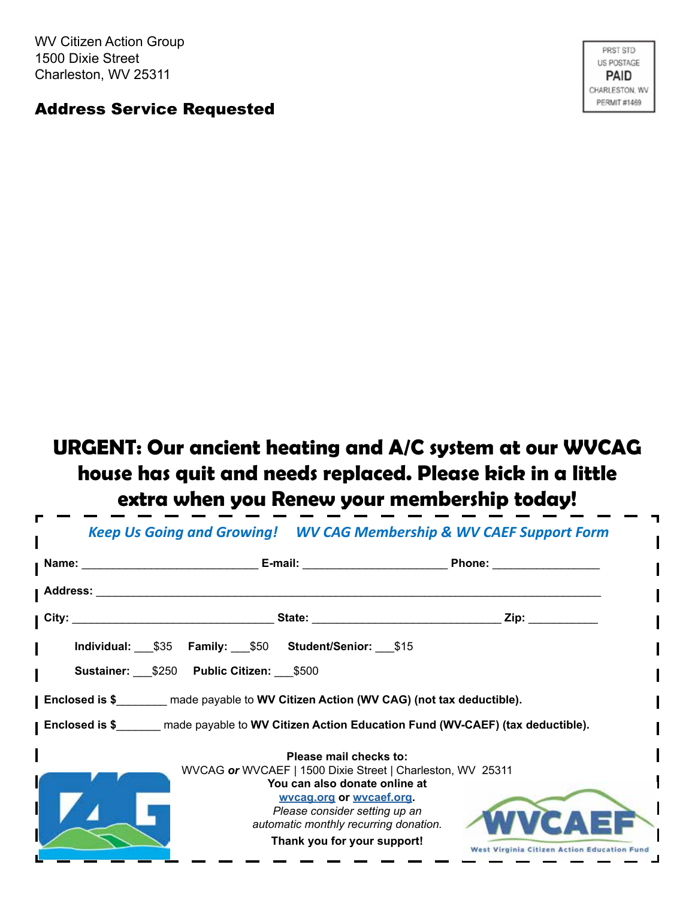WV Citizen Action Group
1500 Dixie Street
Charleston, WV 25311

**Address Service Requested**

PRST STD
US POSTAGE
PAID
CHARLESTON, WV
PERMIT #1469

# URGENT: Our ancient heating and A/C system at our WVCAG house has quit and needs replaced. Please kick in a little extra when you Renew your membership today!

*Keep Us Going and Growing!* *WV CAG Membership & WV CAEF Support Form*

**Name:** ___________________________ **E-mail:** ______________________ **Phone:** ________________

**Address:** ____________________________________________________________________________

**City:** _______________________________ **State:** _____________________________ **Zip:** ___________

**Individual:** ___$35 **Family:** ___$50 **Student/Senior:** ___$15

**Sustainer:** ___$250 **Public Citizen:** ___$500

**Enclosed is $**________ made payable to **WV Citizen Action (WV CAG) (not tax deductible).**

**Enclosed is $**_______ made payable to **WV Citizen Action Education Fund (WV-CAEF) (tax deductible).**

**Please mail checks to:**
WVCAG ***or*** WVCAEF | 1500 Dixie Street | Charleston, WV 25311
**You can also donate online at**
**wvcag.org or wvcaef.org.**
*Please consider setting up an automatic monthly recurring donation.*
**Thank you for your support!**

WVCAEF
West Virginia Citizen Action Education Fund